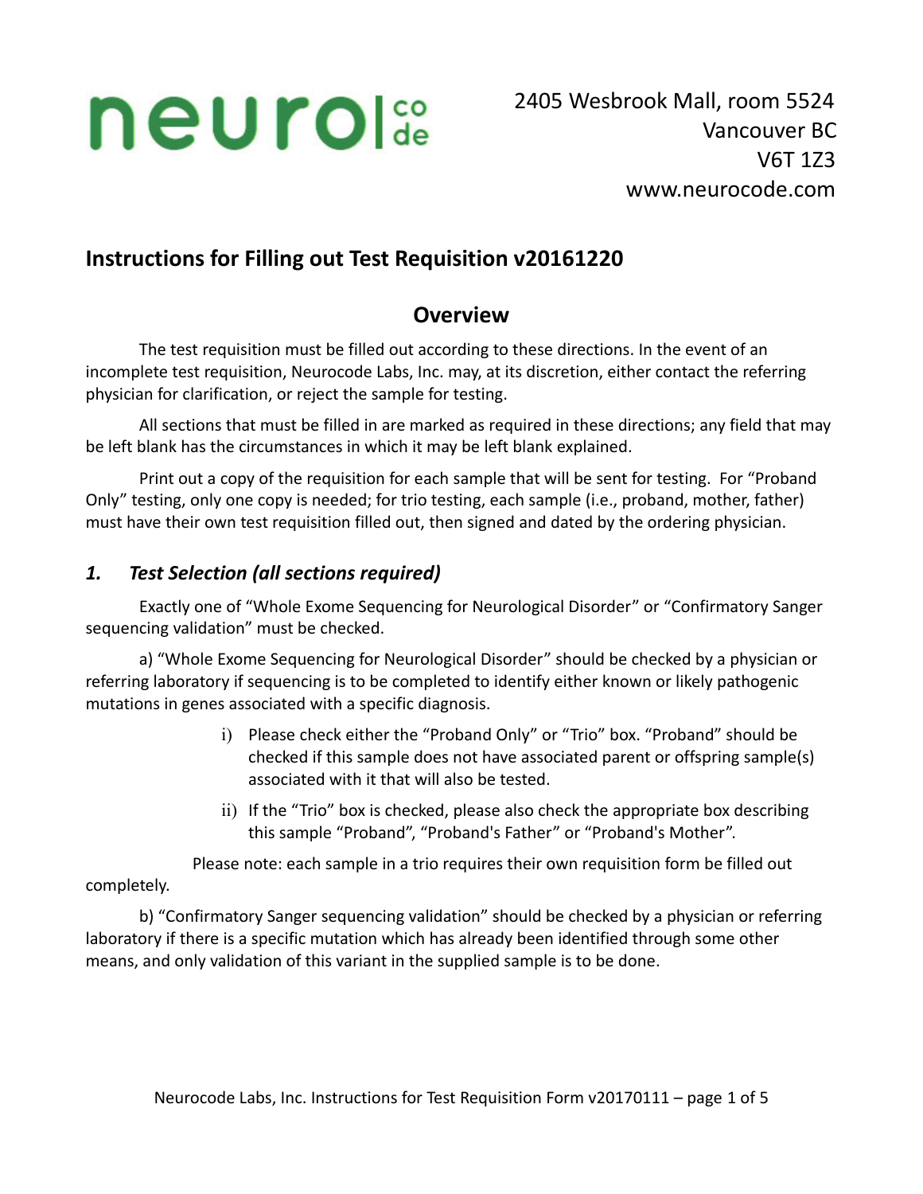neurocode

2405 Wesbrook Mall, room 5524
Vancouver BC
V6T 1Z3
www.neurocode.com

# Instructions for Filling out Test Requisition v20161220

## Overview

The test requisition must be filled out according to these directions. In the event of an incomplete test requisition, Neurocode Labs, Inc. may, at its discretion, either contact the referring physician for clarification, or reject the sample for testing.

All sections that must be filled in are marked as required in these directions; any field that may be left blank has the circumstances in which it may be left blank explained.

Print out a copy of the requisition for each sample that will be sent for testing. For "Proband Only" testing, only one copy is needed; for trio testing, each sample (i.e., proband, mother, father) must have their own test requisition filled out, then signed and dated by the ordering physician.

### *1. Test Selection (all sections required)*

Exactly one of "Whole Exome Sequencing for Neurological Disorder" or "Confirmatory Sanger sequencing validation" must be checked.

a) "Whole Exome Sequencing for Neurological Disorder" should be checked by a physician or referring laboratory if sequencing is to be completed to identify either known or likely pathogenic mutations in genes associated with a specific diagnosis.

i) Please check either the "Proband Only" or "Trio" box. "Proband" should be checked if this sample does not have associated parent or offspring sample(s) associated with it that will also be tested.

ii) If the "Trio" box is checked, please also check the appropriate box describing this sample "Proband", "Proband's Father" or "Proband's Mother".

Please note: each sample in a trio requires their own requisition form be filled out completely.

b) "Confirmatory Sanger sequencing validation" should be checked by a physician or referring laboratory if there is a specific mutation which has already been identified through some other means, and only validation of this variant in the supplied sample is to be done.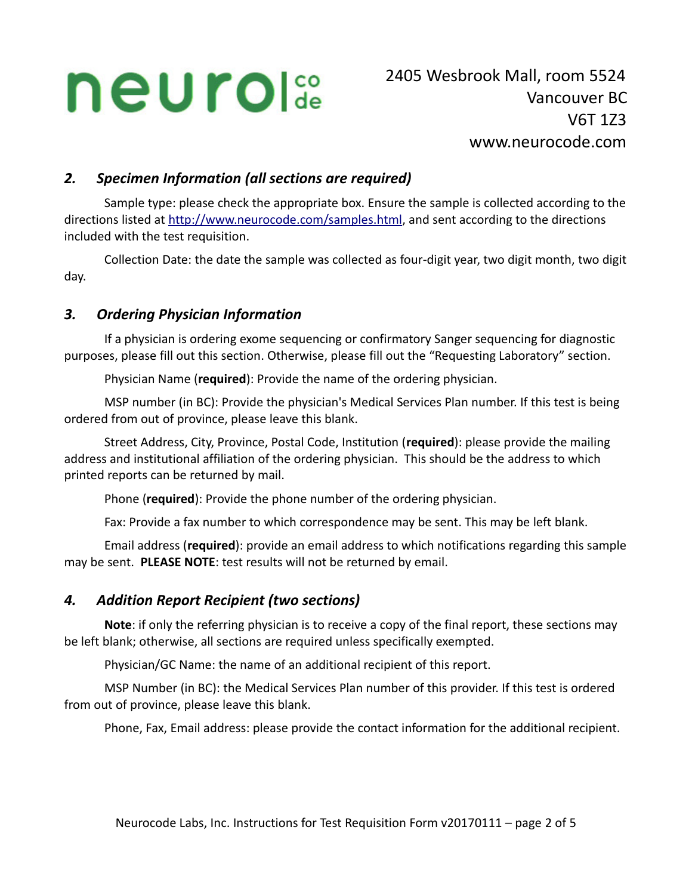2405 Wesbrook Mall, room 5524
Vancouver BC
V6T 1Z3
www.neurocode.com

## *2. Specimen Information (all sections are required)*

Sample type: please check the appropriate box. Ensure the sample is collected according to the directions listed at http://www.neurocode.com/samples.html, and sent according to the directions included with the test requisition.

Collection Date: the date the sample was collected as four-digit year, two digit month, two digit day.

## *3. Ordering Physician Information*

If a physician is ordering exome sequencing or confirmatory Sanger sequencing for diagnostic purposes, please fill out this section. Otherwise, please fill out the "Requesting Laboratory" section.

Physician Name (**required**): Provide the name of the ordering physician.

MSP number (in BC): Provide the physician's Medical Services Plan number. If this test is being ordered from out of province, please leave this blank.

Street Address, City, Province, Postal Code, Institution (**required**): please provide the mailing address and institutional affiliation of the ordering physician. This should be the address to which printed reports can be returned by mail.

Phone (**required**): Provide the phone number of the ordering physician.

Fax: Provide a fax number to which correspondence may be sent. This may be left blank.

Email address (**required**): provide an email address to which notifications regarding this sample may be sent. **PLEASE NOTE**: test results will not be returned by email.

## *4. Addition Report Recipient (two sections)*

**Note**: if only the referring physician is to receive a copy of the final report, these sections may be left blank; otherwise, all sections are required unless specifically exempted.

Physician/GC Name: the name of an additional recipient of this report.

MSP Number (in BC): the Medical Services Plan number of this provider. If this test is ordered from out of province, please leave this blank.

Phone, Fax, Email address: please provide the contact information for the additional recipient.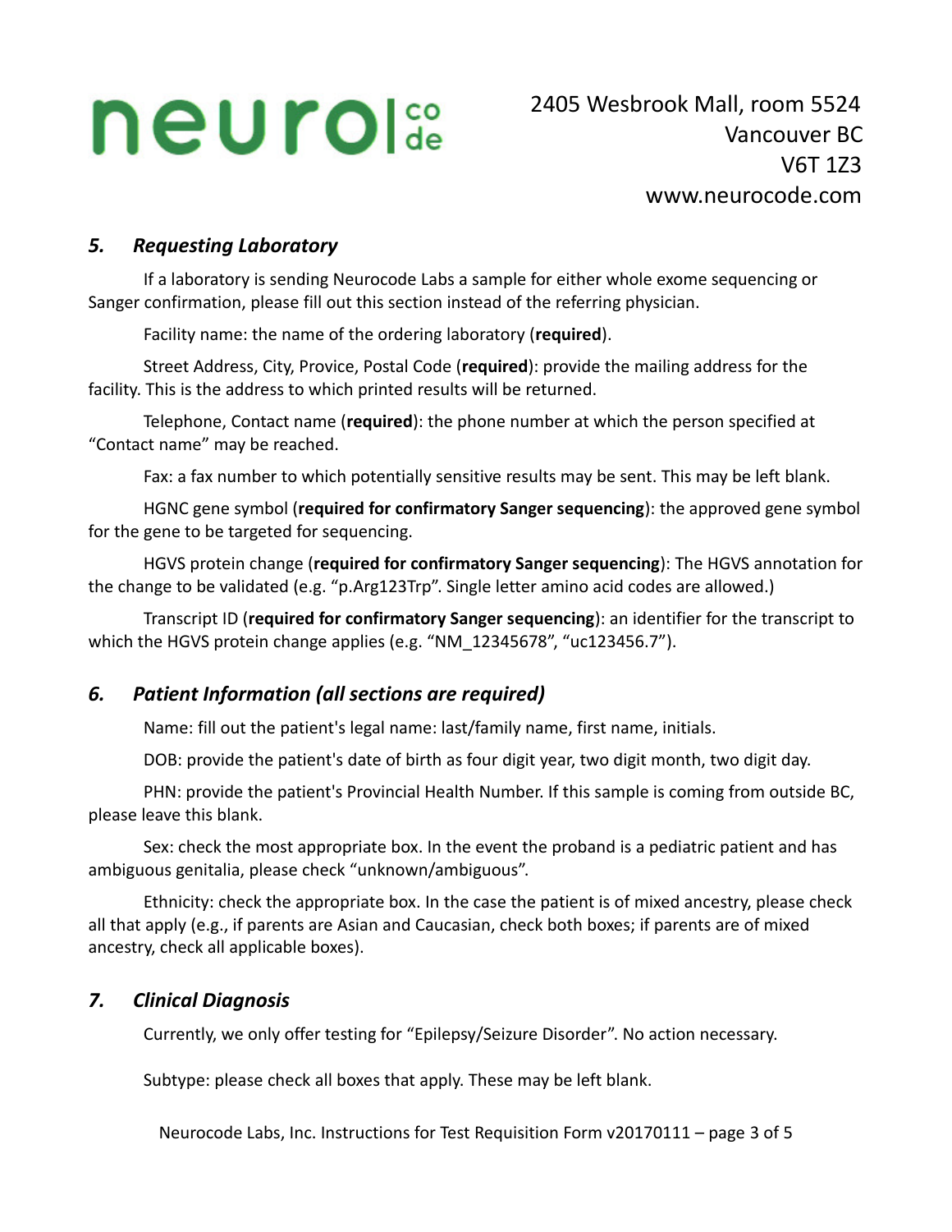## *5. Requesting Laboratory*

If a laboratory is sending Neurocode Labs a sample for either whole exome sequencing or Sanger confirmation, please fill out this section instead of the referring physician.

Facility name: the name of the ordering laboratory (**required**).

Street Address, City, Provice, Postal Code (**required**): provide the mailing address for the facility. This is the address to which printed results will be returned.

Telephone, Contact name (**required**): the phone number at which the person specified at "Contact name" may be reached.

Fax: a fax number to which potentially sensitive results may be sent. This may be left blank.

HGNC gene symbol (**required for confirmatory Sanger sequencing**): the approved gene symbol for the gene to be targeted for sequencing.

HGVS protein change (**required for confirmatory Sanger sequencing**): The HGVS annotation for the change to be validated (e.g. "p.Arg123Trp". Single letter amino acid codes are allowed.)

Transcript ID (**required for confirmatory Sanger sequencing**): an identifier for the transcript to which the HGVS protein change applies (e.g. "NM_12345678", "uc123456.7").

## *6. Patient Information (all sections are required)*

Name: fill out the patient's legal name: last/family name, first name, initials.

DOB: provide the patient's date of birth as four digit year, two digit month, two digit day.

PHN: provide the patient's Provincial Health Number. If this sample is coming from outside BC, please leave this blank.

Sex: check the most appropriate box. In the event the proband is a pediatric patient and has ambiguous genitalia, please check "unknown/ambiguous".

Ethnicity: check the appropriate box. In the case the patient is of mixed ancestry, please check all that apply (e.g., if parents are Asian and Caucasian, check both boxes; if parents are of mixed ancestry, check all applicable boxes).

## *7. Clinical Diagnosis*

Currently, we only offer testing for "Epilepsy/Seizure Disorder". No action necessary.

Subtype: please check all boxes that apply. These may be left blank.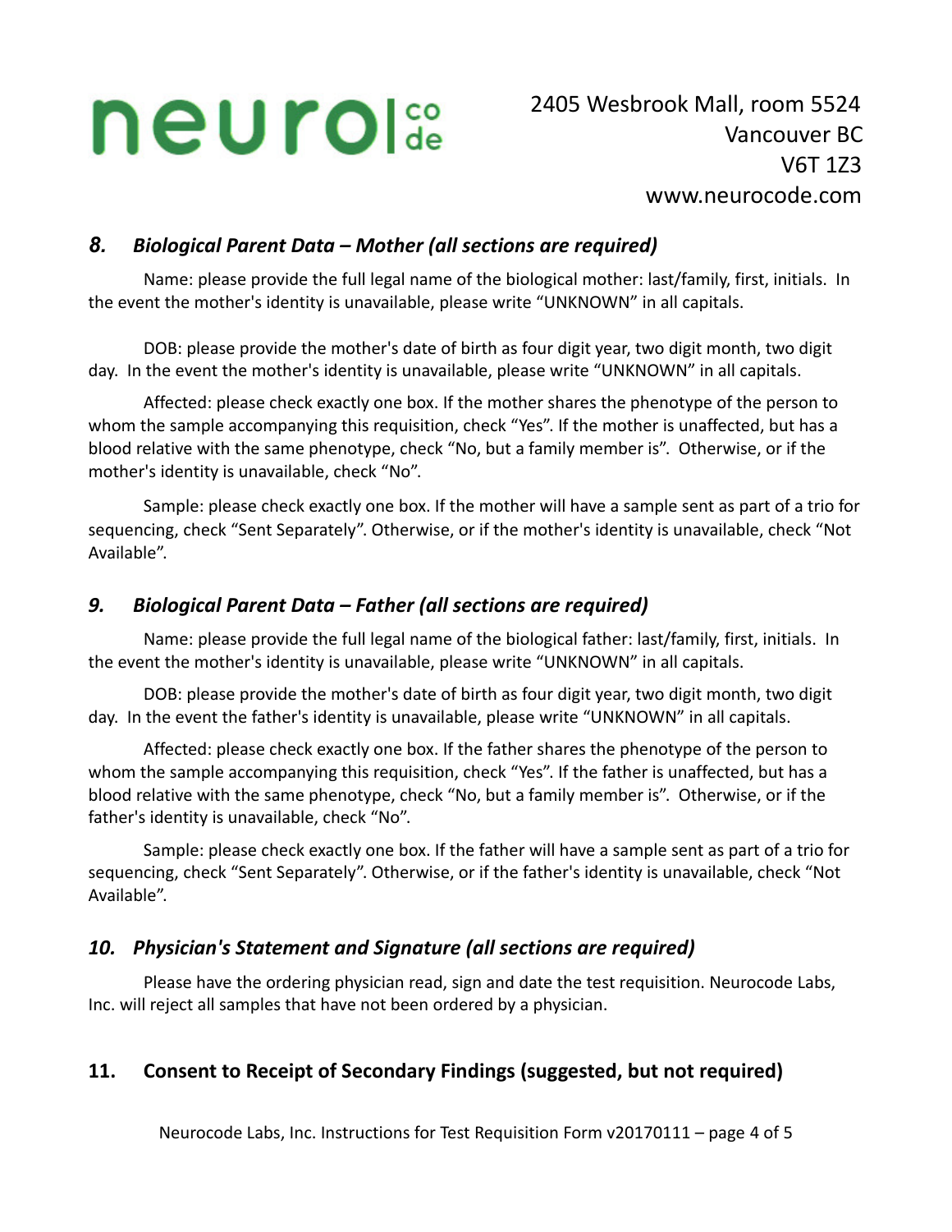## *8. Biological Parent Data – Mother (all sections are required)*

Name: please provide the full legal name of the biological mother: last/family, first, initials. In the event the mother's identity is unavailable, please write "UNKNOWN" in all capitals.

DOB: please provide the mother's date of birth as four digit year, two digit month, two digit day. In the event the mother's identity is unavailable, please write "UNKNOWN" in all capitals.

Affected: please check exactly one box. If the mother shares the phenotype of the person to whom the sample accompanying this requisition, check "Yes". If the mother is unaffected, but has a blood relative with the same phenotype, check "No, but a family member is". Otherwise, or if the mother's identity is unavailable, check "No".

Sample: please check exactly one box. If the mother will have a sample sent as part of a trio for sequencing, check "Sent Separately". Otherwise, or if the mother's identity is unavailable, check "Not Available".

## *9. Biological Parent Data – Father (all sections are required)*

Name: please provide the full legal name of the biological father: last/family, first, initials. In the event the mother's identity is unavailable, please write "UNKNOWN" in all capitals.

DOB: please provide the mother's date of birth as four digit year, two digit month, two digit day. In the event the father's identity is unavailable, please write "UNKNOWN" in all capitals.

Affected: please check exactly one box. If the father shares the phenotype of the person to whom the sample accompanying this requisition, check "Yes". If the father is unaffected, but has a blood relative with the same phenotype, check "No, but a family member is". Otherwise, or if the father's identity is unavailable, check "No".

Sample: please check exactly one box. If the father will have a sample sent as part of a trio for sequencing, check "Sent Separately". Otherwise, or if the father's identity is unavailable, check "Not Available".

## *10. Physician's Statement and Signature (all sections are required)*

Please have the ordering physician read, sign and date the test requisition. Neurocode Labs, Inc. will reject all samples that have not been ordered by a physician.

## **11. Consent to Receipt of Secondary Findings (suggested, but not required)**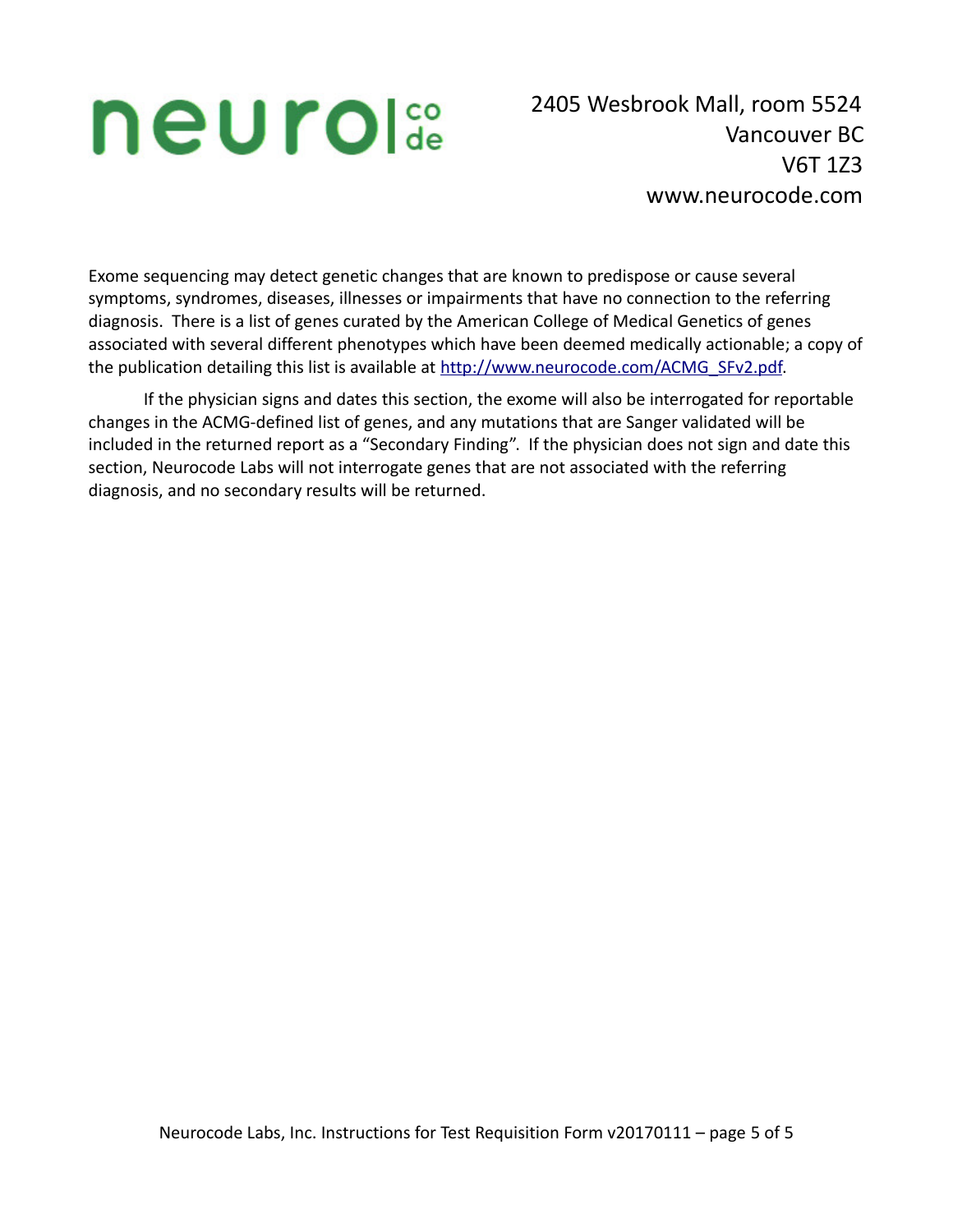neurocode

2405 Wesbrook Mall, room 5524
Vancouver BC
V6T 1Z3
www.neurocode.com

Exome sequencing may detect genetic changes that are known to predispose or cause several symptoms, syndromes, diseases, illnesses or impairments that have no connection to the referring diagnosis. There is a list of genes curated by the American College of Medical Genetics of genes associated with several different phenotypes which have been deemed medically actionable; a copy of the publication detailing this list is available at http://www.neurocode.com/ACMG_SFv2.pdf.

If the physician signs and dates this section, the exome will also be interrogated for reportable changes in the ACMG-defined list of genes, and any mutations that are Sanger validated will be included in the returned report as a "Secondary Finding". If the physician does not sign and date this section, Neurocode Labs will not interrogate genes that are not associated with the referring diagnosis, and no secondary results will be returned.